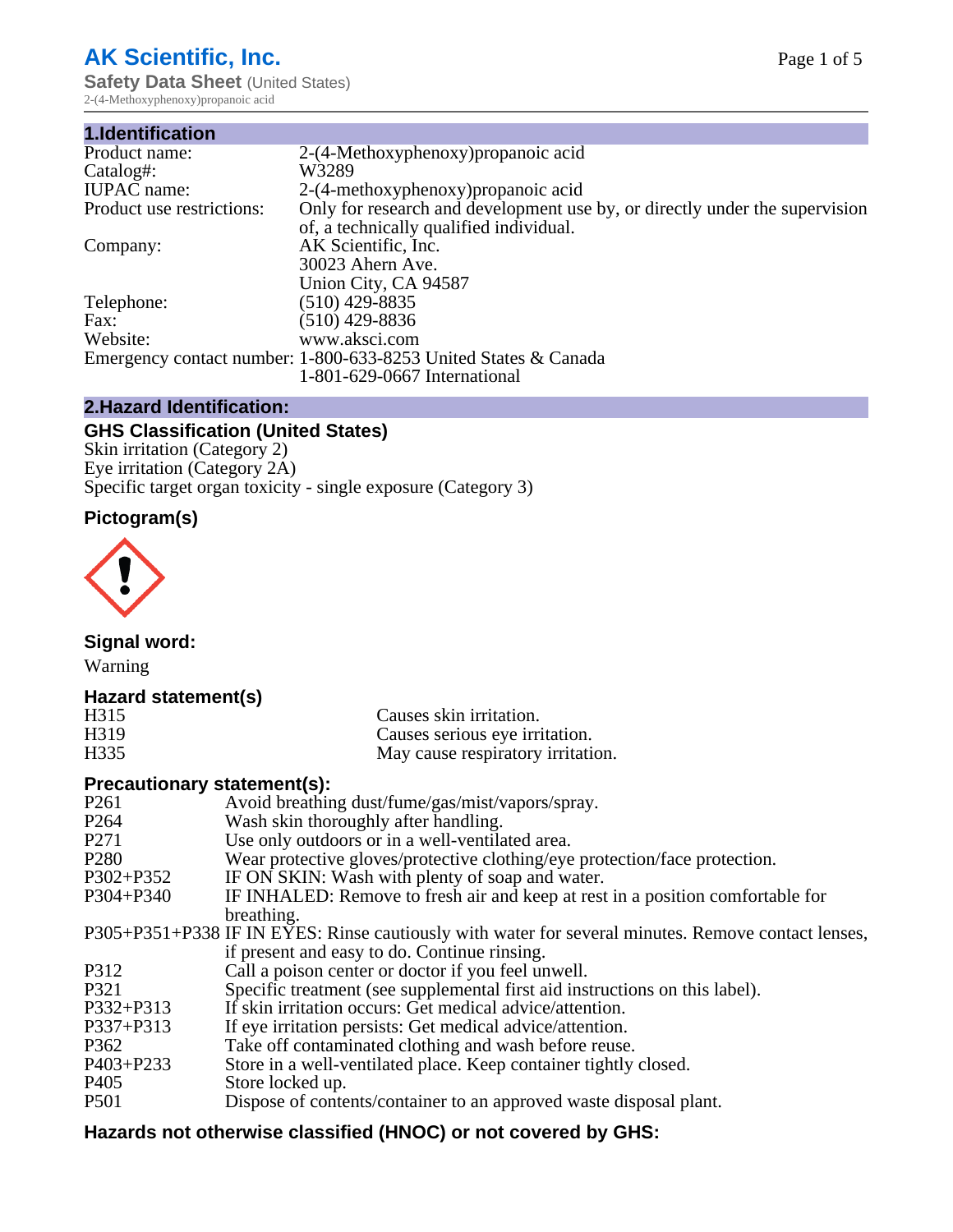# AK Scientific, Inc.

**Safety Data Sheet** (United States)
2-(4-Methoxyphenoxy)propanoic acid

## 1.Identification

| | |
|---|---|
| Product name: | 2-(4-Methoxyphenoxy)propanoic acid |
| Catalog#: | W3289 |
| IUPAC name: | 2-(4-methoxyphenoxy)propanoic acid |
| Product use restrictions: | Only for research and development use by, or directly under the supervision of, a technically qualified individual. |
| Company: | AK Scientific, Inc.<br>30023 Ahern Ave.<br>Union City, CA 94587 |
| Telephone: | (510) 429-8835 |
| Fax: | (510) 429-8836 |
| Website: | www.aksci.com |
| Emergency contact number: | 1-800-633-8253 United States & Canada<br>1-801-629-0667 International |

## 2.Hazard Identification:

### GHS Classification (United States)

Skin irritation (Category 2)
Eye irritation (Category 2A)
Specific target organ toxicity - single exposure (Category 3)

### Pictogram(s)

### Signal word:

Warning

### Hazard statement(s)

| | |
|---|---|
| H315 | Causes skin irritation. |
| H319 | Causes serious eye irritation. |
| H335 | May cause respiratory irritation. |

### Precautionary statement(s):

| | |
|---|---|
| P261 | Avoid breathing dust/fume/gas/mist/vapors/spray. |
| P264 | Wash skin thoroughly after handling. |
| P271 | Use only outdoors or in a well-ventilated area. |
| P280 | Wear protective gloves/protective clothing/eye protection/face protection. |
| P302+P352 | IF ON SKIN: Wash with plenty of soap and water. |
| P304+P340 | IF INHALED: Remove to fresh air and keep at rest in a position comfortable for breathing. |
| P305+P351+P338 | IF IN EYES: Rinse cautiously with water for several minutes. Remove contact lenses, if present and easy to do. Continue rinsing. |
| P312 | Call a poison center or doctor if you feel unwell. |
| P321 | Specific treatment (see supplemental first aid instructions on this label). |
| P332+P313 | If skin irritation occurs: Get medical advice/attention. |
| P337+P313 | If eye irritation persists: Get medical advice/attention. |
| P362 | Take off contaminated clothing and wash before reuse. |
| P403+P233 | Store in a well-ventilated place. Keep container tightly closed. |
| P405 | Store locked up. |
| P501 | Dispose of contents/container to an approved waste disposal plant. |

### Hazards not otherwise classified (HNOC) or not covered by GHS: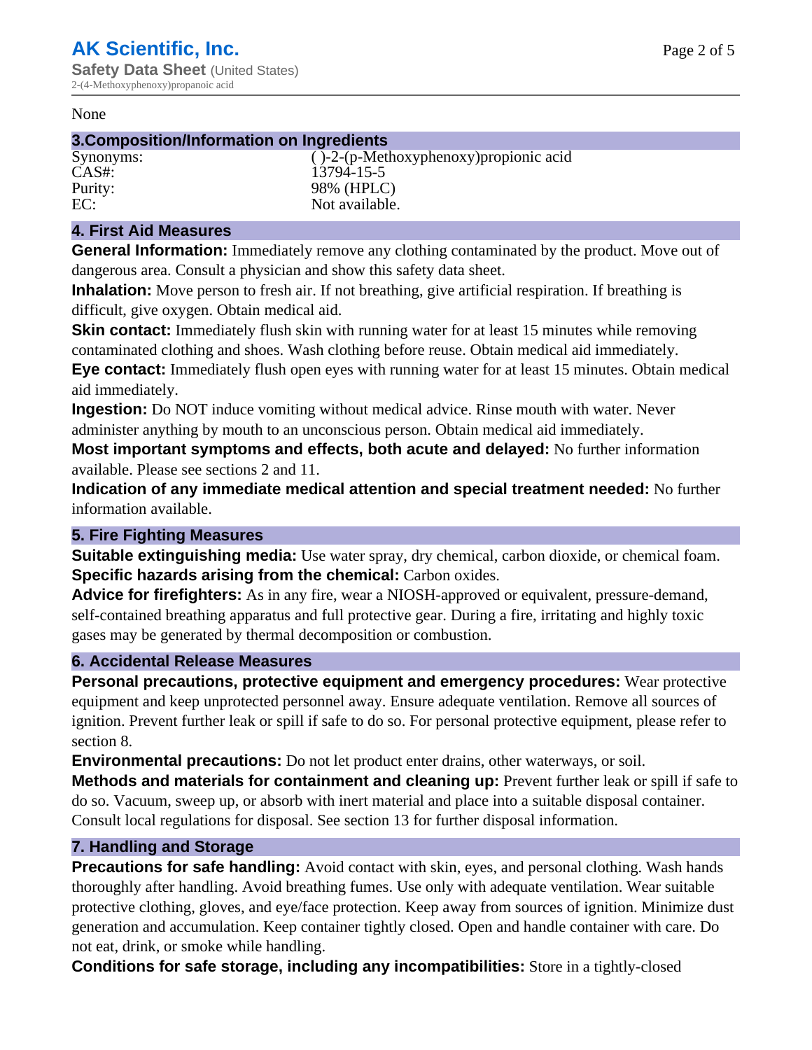None

## 3.Composition/Information on Ingredients

| | |
|---|---|
| Synonyms: | ( )-2-(p-Methoxyphenoxy)propionic acid |
| CAS#: | 13794-15-5 |
| Purity: | 98% (HPLC) |
| EC: | Not available. |

## 4. First Aid Measures

**General Information:** Immediately remove any clothing contaminated by the product. Move out of dangerous area. Consult a physician and show this safety data sheet.

**Inhalation:** Move person to fresh air. If not breathing, give artificial respiration. If breathing is difficult, give oxygen. Obtain medical aid.

**Skin contact:** Immediately flush skin with running water for at least 15 minutes while removing contaminated clothing and shoes. Wash clothing before reuse. Obtain medical aid immediately.

**Eye contact:** Immediately flush open eyes with running water for at least 15 minutes. Obtain medical aid immediately.

**Ingestion:** Do NOT induce vomiting without medical advice. Rinse mouth with water. Never administer anything by mouth to an unconscious person. Obtain medical aid immediately.

**Most important symptoms and effects, both acute and delayed:** No further information available. Please see sections 2 and 11.

**Indication of any immediate medical attention and special treatment needed:** No further information available.

## 5. Fire Fighting Measures

**Suitable extinguishing media:** Use water spray, dry chemical, carbon dioxide, or chemical foam.

**Specific hazards arising from the chemical:** Carbon oxides.

**Advice for firefighters:** As in any fire, wear a NIOSH-approved or equivalent, pressure-demand, self-contained breathing apparatus and full protective gear. During a fire, irritating and highly toxic gases may be generated by thermal decomposition or combustion.

## 6. Accidental Release Measures

**Personal precautions, protective equipment and emergency procedures:** Wear protective equipment and keep unprotected personnel away. Ensure adequate ventilation. Remove all sources of ignition. Prevent further leak or spill if safe to do so. For personal protective equipment, please refer to section 8.

**Environmental precautions:** Do not let product enter drains, other waterways, or soil.

**Methods and materials for containment and cleaning up:** Prevent further leak or spill if safe to do so. Vacuum, sweep up, or absorb with inert material and place into a suitable disposal container. Consult local regulations for disposal. See section 13 for further disposal information.

## 7. Handling and Storage

**Precautions for safe handling:** Avoid contact with skin, eyes, and personal clothing. Wash hands thoroughly after handling. Avoid breathing fumes. Use only with adequate ventilation. Wear suitable protective clothing, gloves, and eye/face protection. Keep away from sources of ignition. Minimize dust generation and accumulation. Keep container tightly closed. Open and handle container with care. Do not eat, drink, or smoke while handling.

**Conditions for safe storage, including any incompatibilities:** Store in a tightly-closed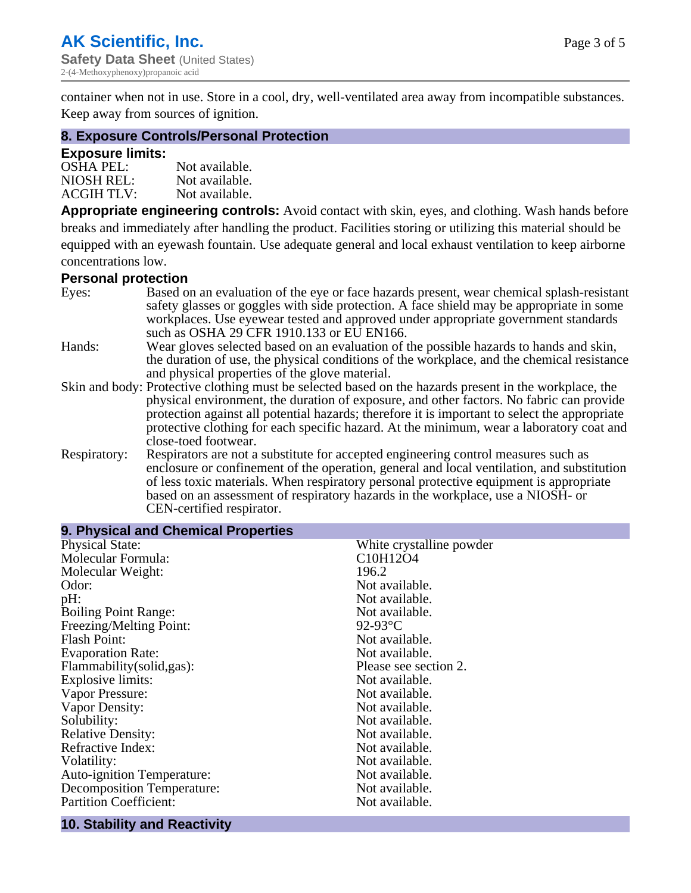container when not in use. Store in a cool, dry, well-ventilated area away from incompatible substances. Keep away from sources of ignition.

## 8. Exposure Controls/Personal Protection

### Exposure limits:

OSHA PEL: Not available.
NIOSH REL: Not available.
ACGIH TLV: Not available.

**Appropriate engineering controls:** Avoid contact with skin, eyes, and clothing. Wash hands before breaks and immediately after handling the product. Facilities storing or utilizing this material should be equipped with an eyewash fountain. Use adequate general and local exhaust ventilation to keep airborne concentrations low.

### Personal protection

Eyes: Based on an evaluation of the eye or face hazards present, wear chemical splash-resistant safety glasses or goggles with side protection. A face shield may be appropriate in some workplaces. Use eyewear tested and approved under appropriate government standards such as OSHA 29 CFR 1910.133 or EU EN166.

Hands: Wear gloves selected based on an evaluation of the possible hazards to hands and skin, the duration of use, the physical conditions of the workplace, and the chemical resistance and physical properties of the glove material.

Skin and body: Protective clothing must be selected based on the hazards present in the workplace, the physical environment, the duration of exposure, and other factors. No fabric can provide protection against all potential hazards; therefore it is important to select the appropriate protective clothing for each specific hazard. At the minimum, wear a laboratory coat and close-toed footwear.

Respiratory: Respirators are not a substitute for accepted engineering control measures such as enclosure or confinement of the operation, general and local ventilation, and substitution of less toxic materials. When respiratory personal protective equipment is appropriate based on an assessment of respiratory hazards in the workplace, use a NIOSH- or CEN-certified respirator.

## 9. Physical and Chemical Properties

| Property | Value |
|---|---|
| Physical State: | White crystalline powder |
| Molecular Formula: | $C_{10}H_{12}O_4$ |
| Molecular Weight: | 196.2 |
| Odor: | Not available. |
| pH: | Not available. |
| Boiling Point Range: | Not available. |
| Freezing/Melting Point: | 92-93°C |
| Flash Point: | Not available. |
| Evaporation Rate: | Not available. |
| Flammability(solid,gas): | Please see section 2. |
| Explosive limits: | Not available. |
| Vapor Pressure: | Not available. |
| Vapor Density: | Not available. |
| Solubility: | Not available. |
| Relative Density: | Not available. |
| Refractive Index: | Not available. |
| Volatility: | Not available. |
| Auto-ignition Temperature: | Not available. |
| Decomposition Temperature: | Not available. |
| Partition Coefficient: | Not available. |

## 10. Stability and Reactivity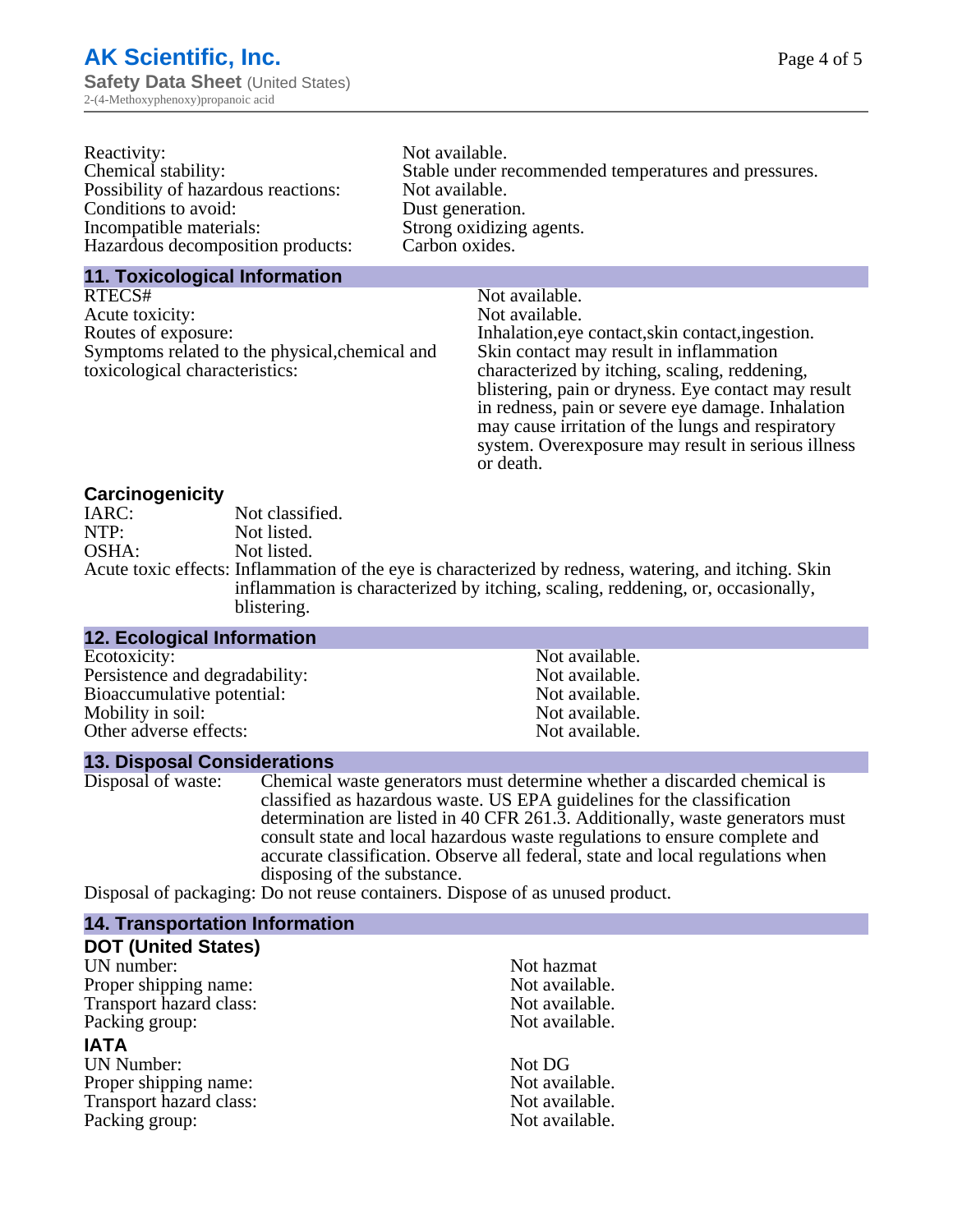| | |
|---|---|
| Reactivity: | Not available. |
| Chemical stability: | Stable under recommended temperatures and pressures. |
| Possibility of hazardous reactions: | Not available. |
| Conditions to avoid: | Dust generation. |
| Incompatible materials: | Strong oxidizing agents. |
| Hazardous decomposition products: | Carbon oxides. |

## 11. Toxicological Information

| | |
|---|---|
| RTECS# | Not available. |
| Acute toxicity: | Not available. |
| Routes of exposure: | Inhalation,eye contact,skin contact,ingestion. |
| Symptoms related to the physical,chemical and toxicological characteristics: | Skin contact may result in inflammation characterized by itching, scaling, reddening, blistering, pain or dryness. Eye contact may result in redness, pain or severe eye damage. Inhalation may cause irritation of the lungs and respiratory system. Overexposure may result in serious illness or death. |

### Carcinogenicity

| | |
|---|---|
| IARC: | Not classified. |
| NTP: | Not listed. |
| OSHA: | Not listed. |
| Acute toxic effects: | Inflammation of the eye is characterized by redness, watering, and itching. Skin inflammation is characterized by itching, scaling, reddening, or, occasionally, blistering. |

## 12. Ecological Information

| | |
|---|---|
| Ecotoxicity: | Not available. |
| Persistence and degradability: | Not available. |
| Bioaccumulative potential: | Not available. |
| Mobility in soil: | Not available. |
| Other adverse effects: | Not available. |

## 13. Disposal Considerations

| | |
|---|---|
| Disposal of waste: | Chemical waste generators must determine whether a discarded chemical is classified as hazardous waste. US EPA guidelines for the classification determination are listed in 40 CFR 261.3. Additionally, waste generators must consult state and local hazardous waste regulations to ensure complete and accurate classification. Observe all federal, state and local regulations when disposing of the substance. |
| Disposal of packaging: | Do not reuse containers. Dispose of as unused product. |

## 14. Transportation Information

### DOT (United States)

| | |
|---|---|
| UN number: | Not hazmat |
| Proper shipping name: | Not available. |
| Transport hazard class: | Not available. |
| Packing group: | Not available. |

### IATA

| | |
|---|---|
| UN Number: | Not DG |
| Proper shipping name: | Not available. |
| Transport hazard class: | Not available. |
| Packing group: | Not available. |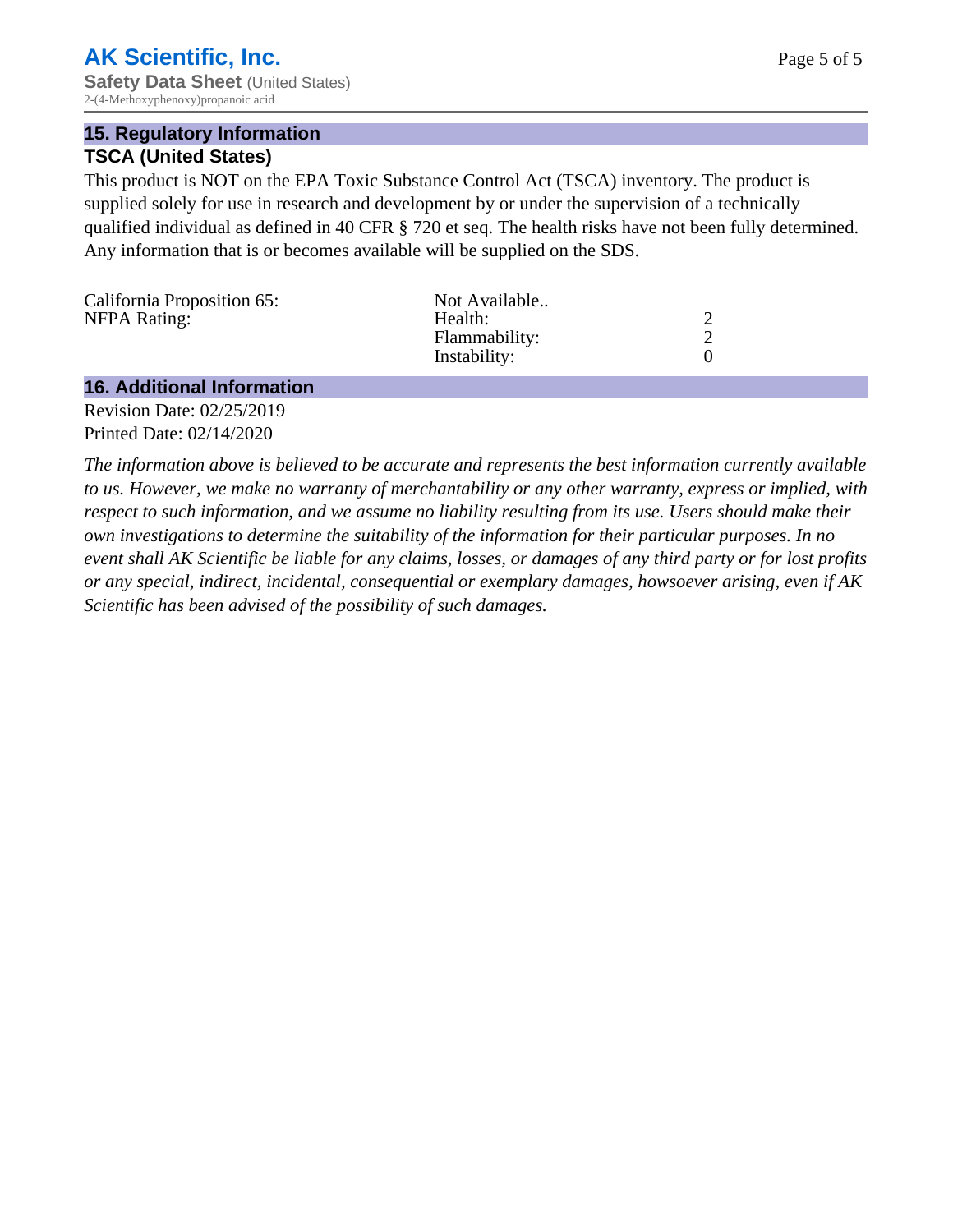## 15. Regulatory Information

### TSCA (United States)

This product is NOT on the EPA Toxic Substance Control Act (TSCA) inventory. The product is supplied solely for use in research and development by or under the supervision of a technically qualified individual as defined in 40 CFR § 720 et seq. The health risks have not been fully determined. Any information that is or becomes available will be supplied on the SDS.

| | | |
|---|---|---|
| California Proposition 65: | Not Available.. | |
| NFPA Rating: | Health: | 2 |
| | Flammability: | 2 |
| | Instability: | 0 |

## 16. Additional Information

Revision Date: 02/25/2019
Printed Date: 02/14/2020

*The information above is believed to be accurate and represents the best information currently available to us. However, we make no warranty of merchantability or any other warranty, express or implied, with respect to such information, and we assume no liability resulting from its use. Users should make their own investigations to determine the suitability of the information for their particular purposes. In no event shall AK Scientific be liable for any claims, losses, or damages of any third party or for lost profits or any special, indirect, incidental, consequential or exemplary damages, howsoever arising, even if AK Scientific has been advised of the possibility of such damages.*